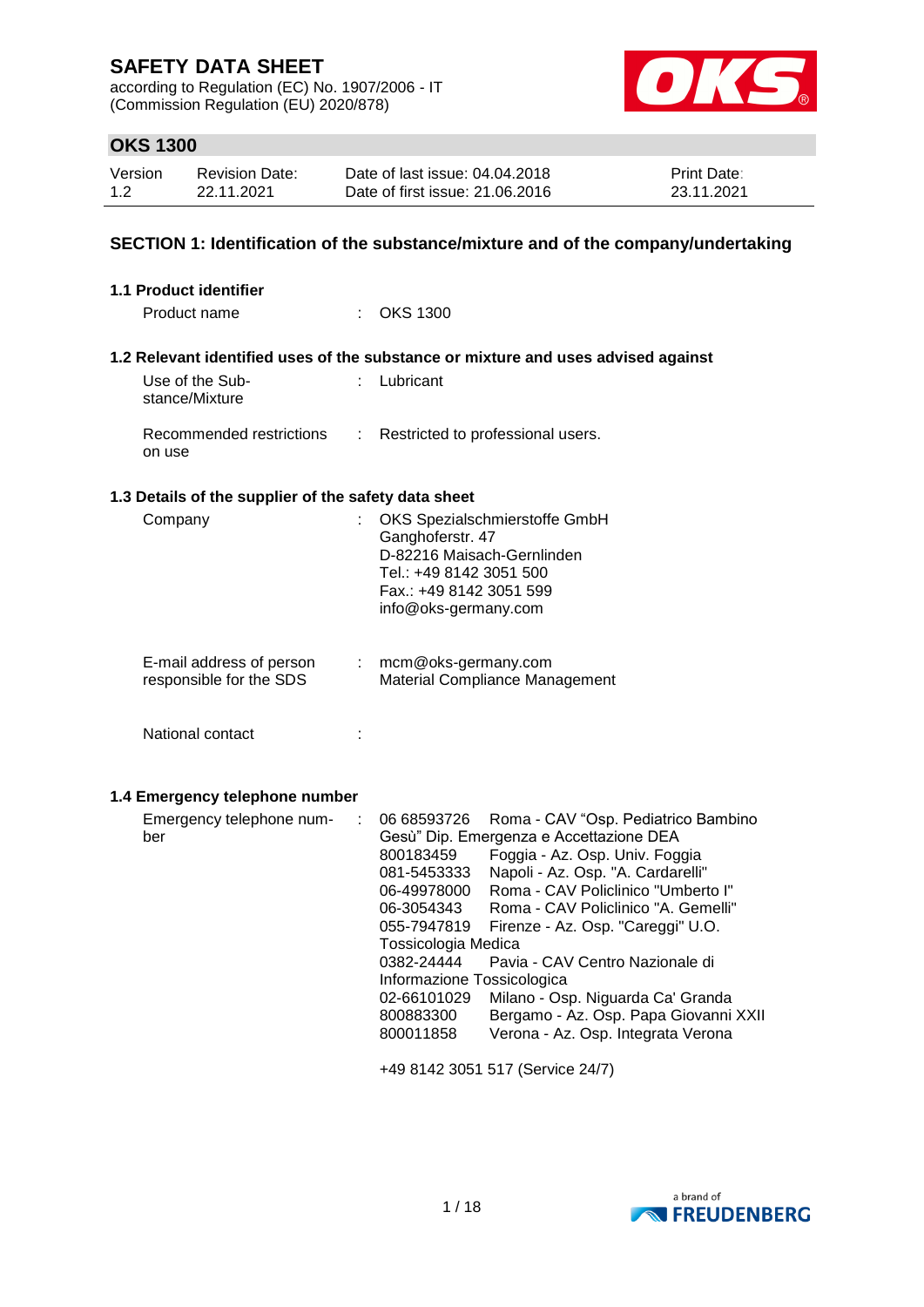# SAFETY DATA SHEET

according to Regulation (EC) No. 1907/2006 - IT
(Commission Regulation (EU) 2020/878)

## OKS 1300

| Version | Revision Date: | Date of last issue: 04.04.2018 | Print Date: |
|---|---|---|---|
| 1.2 | 22.11.2021 | Date of first issue: 21.06.2016 | 23.11.2021 |

## SECTION 1: Identification of the substance/mixture and of the company/undertaking

### 1.1 Product identifier

Product name : OKS 1300

### 1.2 Relevant identified uses of the substance or mixture and uses advised against

Use of the Substance/Mixture : Lubricant

Recommended restrictions on use : Restricted to professional users.

### 1.3 Details of the supplier of the safety data sheet

Company : OKS Spezialschmierstoffe GmbH
Ganghoferstr. 47
D-82216 Maisach-Gernlinden
Tel.: +49 8142 3051 500
Fax.: +49 8142 3051 599
info@oks-germany.com

E-mail address of person responsible for the SDS : mcm@oks-germany.com
Material Compliance Management

National contact :

### 1.4 Emergency telephone number

Emergency telephone number :

06 68593726 Roma - CAV “Osp. Pediatrico Bambino Gesù” Dip. Emergenza e Accettazione DEA
800183459 Foggia - Az. Osp. Univ. Foggia
081-5453333 Napoli - Az. Osp. "A. Cardarelli"
06-49978000 Roma - CAV Policlinico "Umberto I"
06-3054343 Roma - CAV Policlinico "A. Gemelli"
055-7947819 Firenze - Az. Osp. "Careggi" U.O. Tossicologia Medica
0382-24444 Pavia - CAV Centro Nazionale di Informazione Tossicologica
02-66101029 Milano - Osp. Niguarda Ca' Granda
800883300 Bergamo - Az. Osp. Papa Giovanni XXII
800011858 Verona - Az. Osp. Integrata Verona

+49 8142 3051 517 (Service 24/7)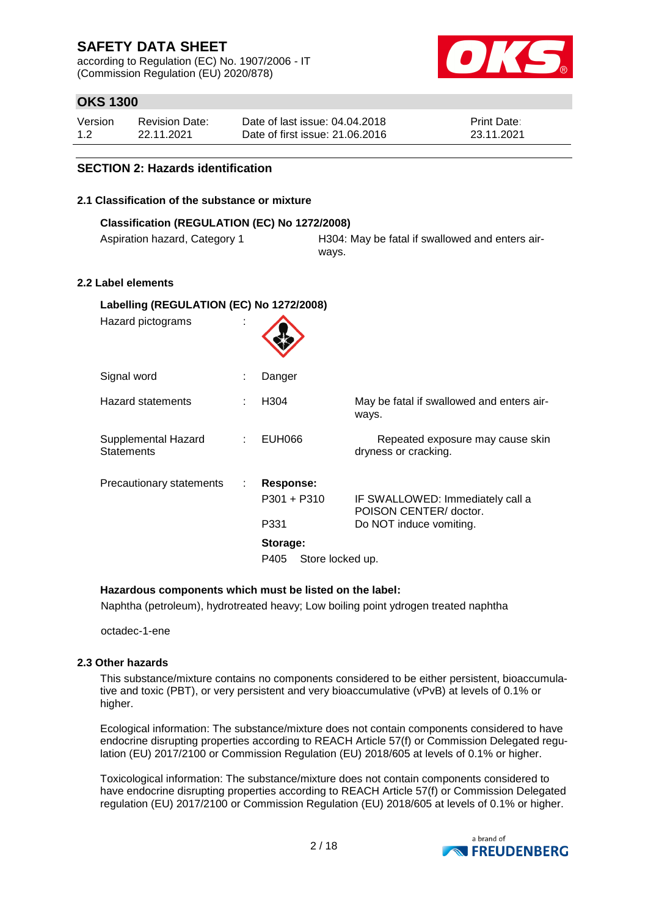## SECTION 2: Hazards identification

### 2.1 Classification of the substance or mixture

**Classification (REGULATION (EC) No 1272/2008)**

| | |
|---|---|
| Aspiration hazard, Category 1 | H304: May be fatal if swallowed and enters airways. |

### 2.2 Label elements

**Labelling (REGULATION (EC) No 1272/2008)**

| | | | |
|---|---|---|---|
| Hazard pictograms | : | | |
| Signal word | : | Danger | |
| Hazard statements | : | H304 | May be fatal if swallowed and enters airways. |
| Supplemental Hazard Statements | : | EUH066 | Repeated exposure may cause skin dryness or cracking. |
| Precautionary statements | : | **Response:** | |
| | | P301 + P310 | IF SWALLOWED: Immediately call a POISON CENTER/ doctor. |
| | | P331 | Do NOT induce vomiting. |
| | | **Storage:** | |
| | | P405 | Store locked up. |

**Hazardous components which must be listed on the label:**

Naphtha (petroleum), hydrotreated heavy; Low boiling point ydrogen treated naphtha

octadec-1-ene

### 2.3 Other hazards

This substance/mixture contains no components considered to be either persistent, bioaccumulative and toxic (PBT), or very persistent and very bioaccumulative (vPvB) at levels of 0.1% or higher.

Ecological information: The substance/mixture does not contain components considered to have endocrine disrupting properties according to REACH Article 57(f) or Commission Delegated regulation (EU) 2017/2100 or Commission Regulation (EU) 2018/605 at levels of 0.1% or higher.

Toxicological information: The substance/mixture does not contain components considered to have endocrine disrupting properties according to REACH Article 57(f) or Commission Delegated regulation (EU) 2017/2100 or Commission Regulation (EU) 2018/605 at levels of 0.1% or higher.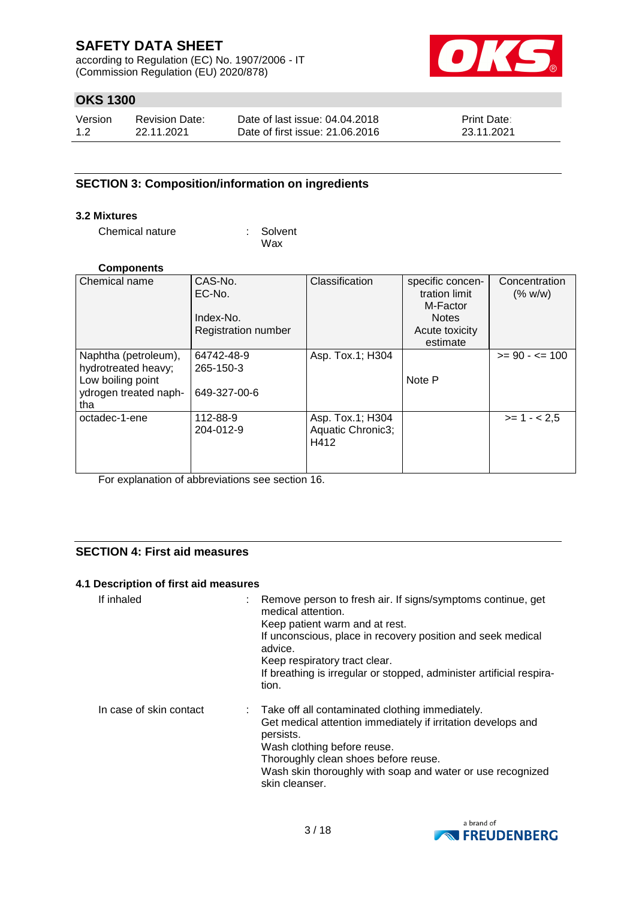## SECTION 3: Composition/information on ingredients

### 3.2 Mixtures

Chemical nature : Solvent
Wax

**Components**

| Chemical name | CAS-No.<br>EC-No.<br><br>Index-No.<br>Registration number | Classification | specific concentration limit<br>M-Factor<br>Notes<br>Acute toxicity estimate | Concentration (% w/w) |
|---|---|---|---|---|
| Naphtha (petroleum), hydrotreated heavy; Low boiling point ydrogen treated naphtha | 64742-48-9<br>265-150-3<br><br>649-327-00-6 | Asp. Tox.1; H304 | Note P | >= 90 - <= 100 |
| octadec-1-ene | 112-88-9<br>204-012-9 | Asp. Tox.1; H304<br>Aquatic Chronic3; H412 | | >= 1 - < 2,5 |

For explanation of abbreviations see section 16.

## SECTION 4: First aid measures

### 4.1 Description of first aid measures

If inhaled : Remove person to fresh air. If signs/symptoms continue, get medical attention.
Keep patient warm and at rest.
If unconscious, place in recovery position and seek medical advice.
Keep respiratory tract clear.
If breathing is irregular or stopped, administer artificial respiration.

In case of skin contact : Take off all contaminated clothing immediately.
Get medical attention immediately if irritation develops and persists.
Wash clothing before reuse.
Thoroughly clean shoes before reuse.
Wash skin thoroughly with soap and water or use recognized skin cleanser.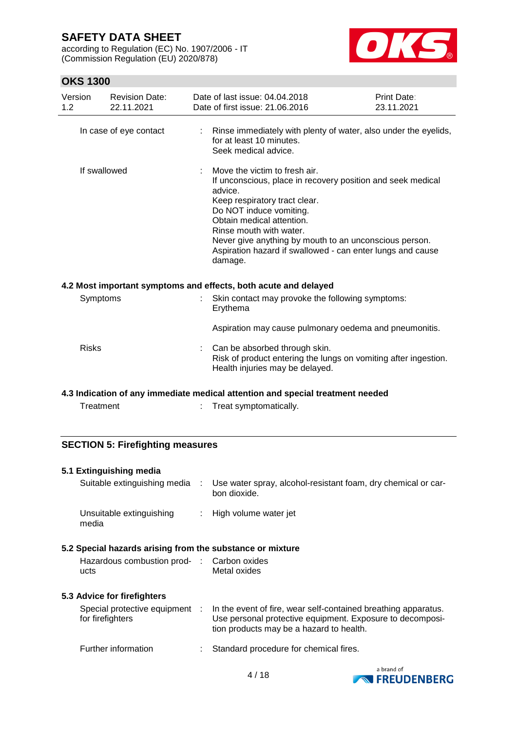In case of eye contact : Rinse immediately with plenty of water, also under the eyelids, for at least 10 minutes.
Seek medical advice.

If swallowed : Move the victim to fresh air.
If unconscious, place in recovery position and seek medical advice.
Keep respiratory tract clear.
Do NOT induce vomiting.
Obtain medical attention.
Rinse mouth with water.
Never give anything by mouth to an unconscious person.
Aspiration hazard if swallowed - can enter lungs and cause damage.

### 4.2 Most important symptoms and effects, both acute and delayed

Symptoms : Skin contact may provoke the following symptoms:
Erythema

Aspiration may cause pulmonary oedema and pneumonitis.

Risks : Can be absorbed through skin.
Risk of product entering the lungs on vomiting after ingestion.
Health injuries may be delayed.

### 4.3 Indication of any immediate medical attention and special treatment needed

Treatment : Treat symptomatically.

## SECTION 5: Firefighting measures

### 5.1 Extinguishing media

Suitable extinguishing media : Use water spray, alcohol-resistant foam, dry chemical or carbon dioxide.

Unsuitable extinguishing media : High volume water jet

### 5.2 Special hazards arising from the substance or mixture

Hazardous combustion products : Carbon oxides
Metal oxides

### 5.3 Advice for firefighters

Special protective equipment for firefighters : In the event of fire, wear self-contained breathing apparatus.
Use personal protective equipment. Exposure to decomposition products may be a hazard to health.

Further information : Standard procedure for chemical fires.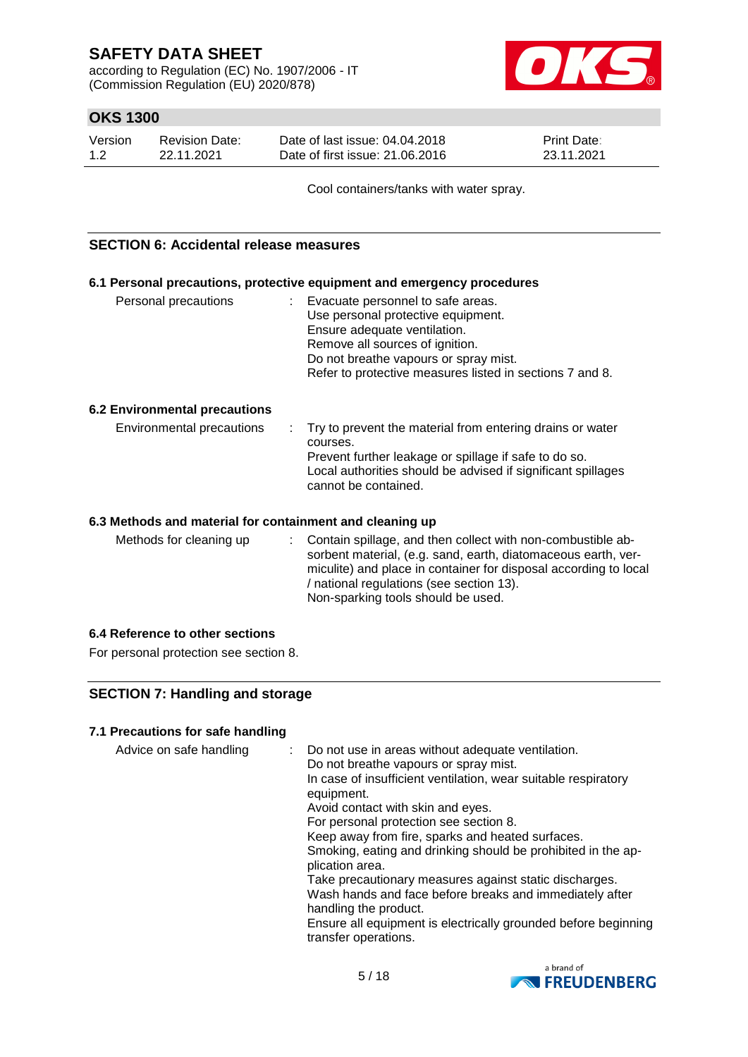Cool containers/tanks with water spray.

## SECTION 6: Accidental release measures

### 6.1 Personal precautions, protective equipment and emergency procedures

Personal precautions : Evacuate personnel to safe areas.
Use personal protective equipment.
Ensure adequate ventilation.
Remove all sources of ignition.
Do not breathe vapours or spray mist.
Refer to protective measures listed in sections 7 and 8.

### 6.2 Environmental precautions

Environmental precautions : Try to prevent the material from entering drains or water courses.
Prevent further leakage or spillage if safe to do so.
Local authorities should be advised if significant spillages cannot be contained.

### 6.3 Methods and material for containment and cleaning up

Methods for cleaning up : Contain spillage, and then collect with non-combustible absorbent material, (e.g. sand, earth, diatomaceous earth, vermiculite) and place in container for disposal according to local / national regulations (see section 13).
Non-sparking tools should be used.

### 6.4 Reference to other sections

For personal protection see section 8.

## SECTION 7: Handling and storage

### 7.1 Precautions for safe handling

Advice on safe handling : Do not use in areas without adequate ventilation.
Do not breathe vapours or spray mist.
In case of insufficient ventilation, wear suitable respiratory equipment.
Avoid contact with skin and eyes.
For personal protection see section 8.
Keep away from fire, sparks and heated surfaces.
Smoking, eating and drinking should be prohibited in the application area.
Take precautionary measures against static discharges.
Wash hands and face before breaks and immediately after handling the product.
Ensure all equipment is electrically grounded before beginning transfer operations.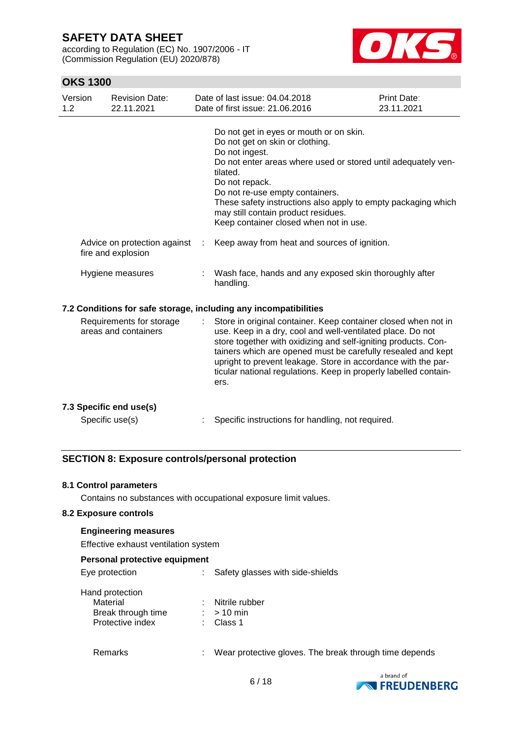Do not get in eyes or mouth or on skin.
Do not get on skin or clothing.
Do not ingest.
Do not enter areas where used or stored until adequately ventilated.
Do not repack.
Do not re-use empty containers.
These safety instructions also apply to empty packaging which may still contain product residues.
Keep container closed when not in use.

Advice on protection against fire and explosion : Keep away from heat and sources of ignition.

Hygiene measures : Wash face, hands and any exposed skin thoroughly after handling.

### 7.2 Conditions for safe storage, including any incompatibilities

Requirements for storage areas and containers : Store in original container. Keep container closed when not in use. Keep in a dry, cool and well-ventilated place. Do not store together with oxidizing and self-igniting products. Containers which are opened must be carefully resealed and kept upright to prevent leakage. Store in accordance with the particular national regulations. Keep in properly labelled containers.

### 7.3 Specific end use(s)

Specific use(s) : Specific instructions for handling, not required.

## SECTION 8: Exposure controls/personal protection

### 8.1 Control parameters

Contains no substances with occupational exposure limit values.

### 8.2 Exposure controls

**Engineering measures**

Effective exhaust ventilation system

**Personal protective equipment**

Eye protection : Safety glasses with side-shields

Hand protection
- Material : Nitrile rubber
- Break through time : > 10 min
- Protective index : Class 1

Remarks : Wear protective gloves. The break through time depends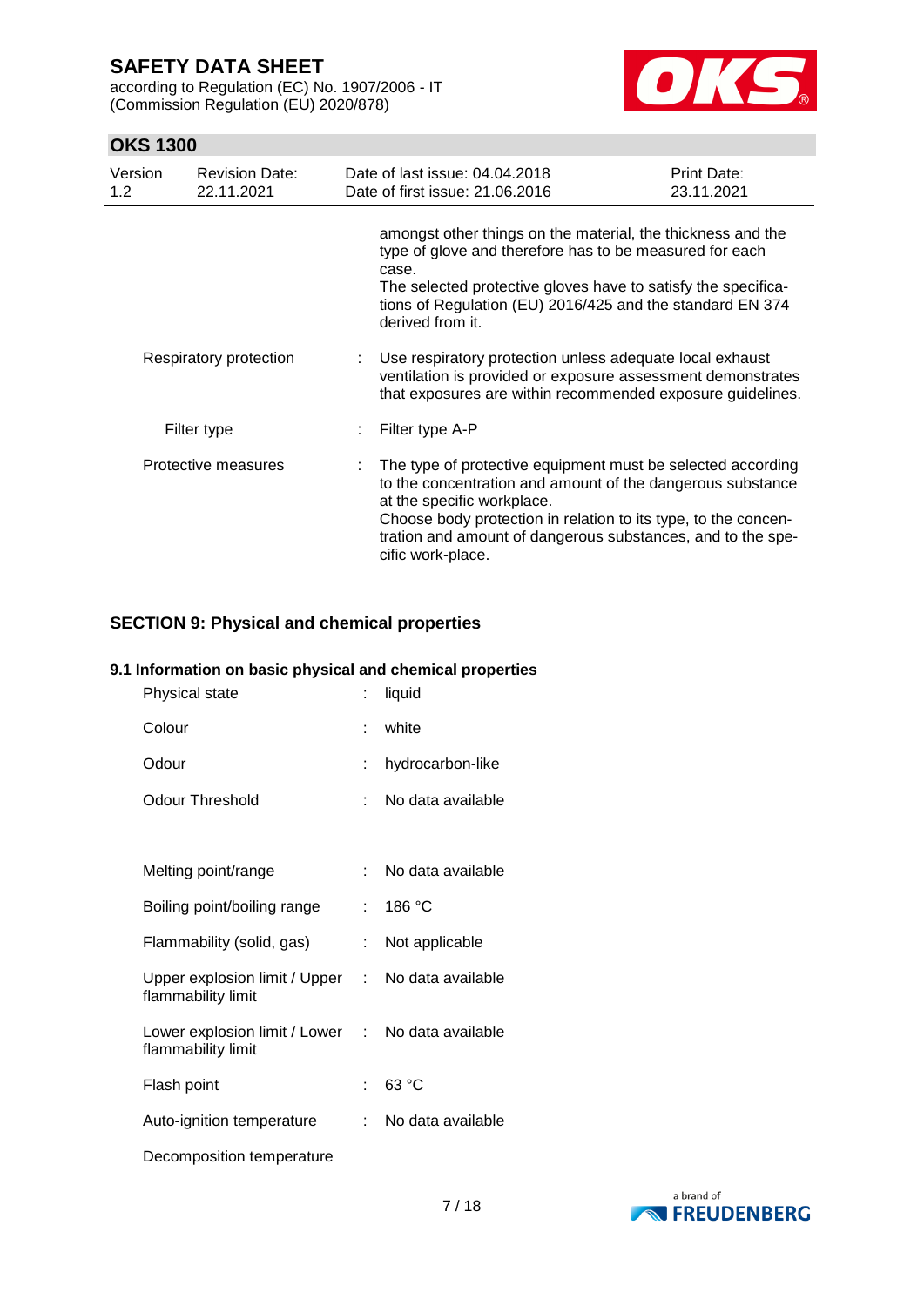| | | |
|---|---|---|
| | | amongst other things on the material, the thickness and the type of glove and therefore has to be measured for each case. The selected protective gloves have to satisfy the specifications of Regulation (EU) 2016/425 and the standard EN 374 derived from it. |
| Respiratory protection | : | Use respiratory protection unless adequate local exhaust ventilation is provided or exposure assessment demonstrates that exposures are within recommended exposure guidelines. |
| Filter type | : | Filter type A-P |
| Protective measures | : | The type of protective equipment must be selected according to the concentration and amount of the dangerous substance at the specific workplace. Choose body protection in relation to its type, to the concentration and amount of dangerous substances, and to the specific work-place. |

## SECTION 9: Physical and chemical properties

### 9.1 Information on basic physical and chemical properties

| | | |
|---|---|---|
| Physical state | : | liquid |
| Colour | : | white |
| Odour | : | hydrocarbon-like |
| Odour Threshold | : | No data available |
| Melting point/range | : | No data available |
| Boiling point/boiling range | : | 186 °C |
| Flammability (solid, gas) | : | Not applicable |
| Upper explosion limit / Upper flammability limit | : | No data available |
| Lower explosion limit / Lower flammability limit | : | No data available |
| Flash point | : | 63 °C |
| Auto-ignition temperature | : | No data available |
| Decomposition temperature | | |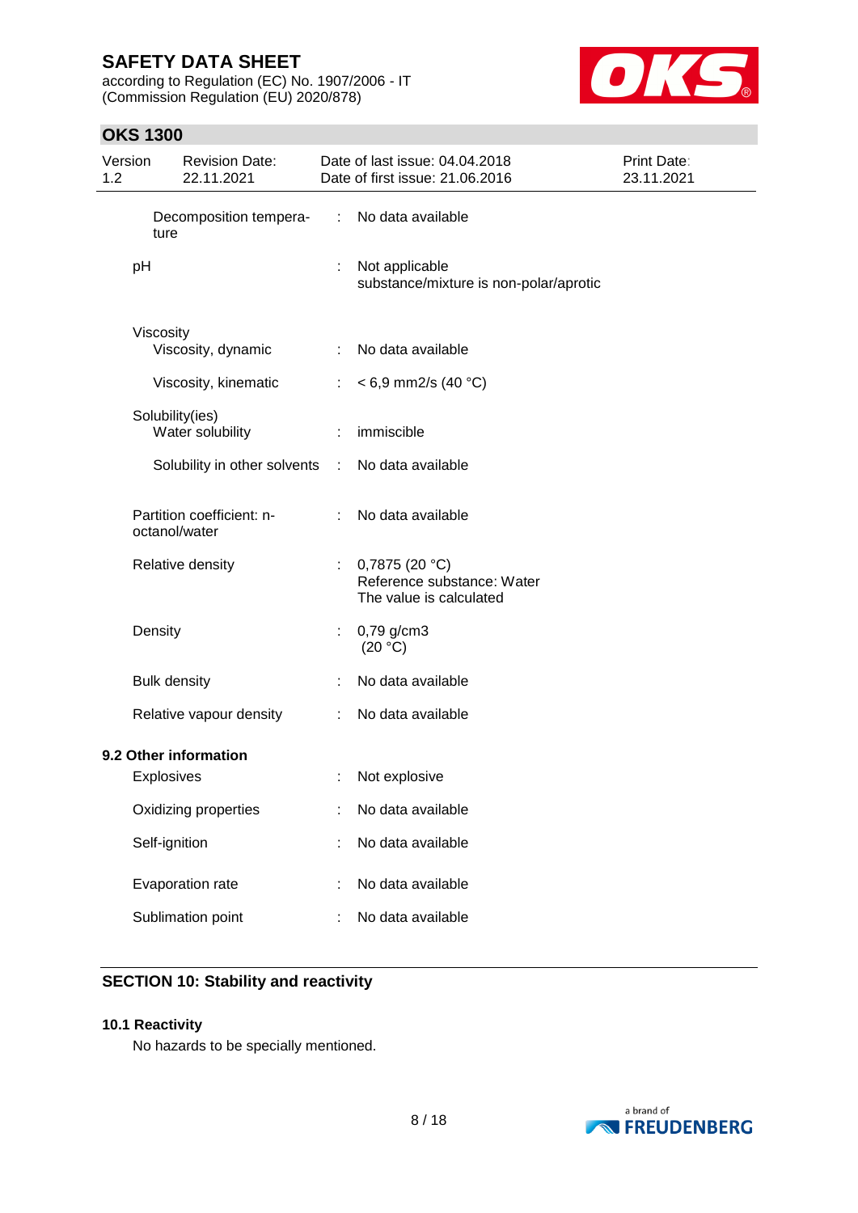| | | |
|---|---|---|
| Decomposition temperature | : | No data available |
| pH | : | Not applicable<br>substance/mixture is non-polar/aprotic |
| Viscosity | | |
| Viscosity, dynamic | : | No data available |
| Viscosity, kinematic | : | < 6,9 mm2/s (40 °C) |
| Solubility(ies) | | |
| Water solubility | : | immiscible |
| Solubility in other solvents | : | No data available |
| Partition coefficient: n-octanol/water | : | No data available |
| Relative density | : | 0,7875 (20 °C)<br>Reference substance: Water<br>The value is calculated |
| Density | : | 0,79 g/cm3<br>(20 °C) |
| Bulk density | : | No data available |
| Relative vapour density | : | No data available |

**9.2 Other information**

| | | |
|---|---|---|
| Explosives | : | Not explosive |
| Oxidizing properties | : | No data available |
| Self-ignition | : | No data available |
| Evaporation rate | : | No data available |
| Sublimation point | : | No data available |

## SECTION 10: Stability and reactivity

**10.1 Reactivity**

No hazards to be specially mentioned.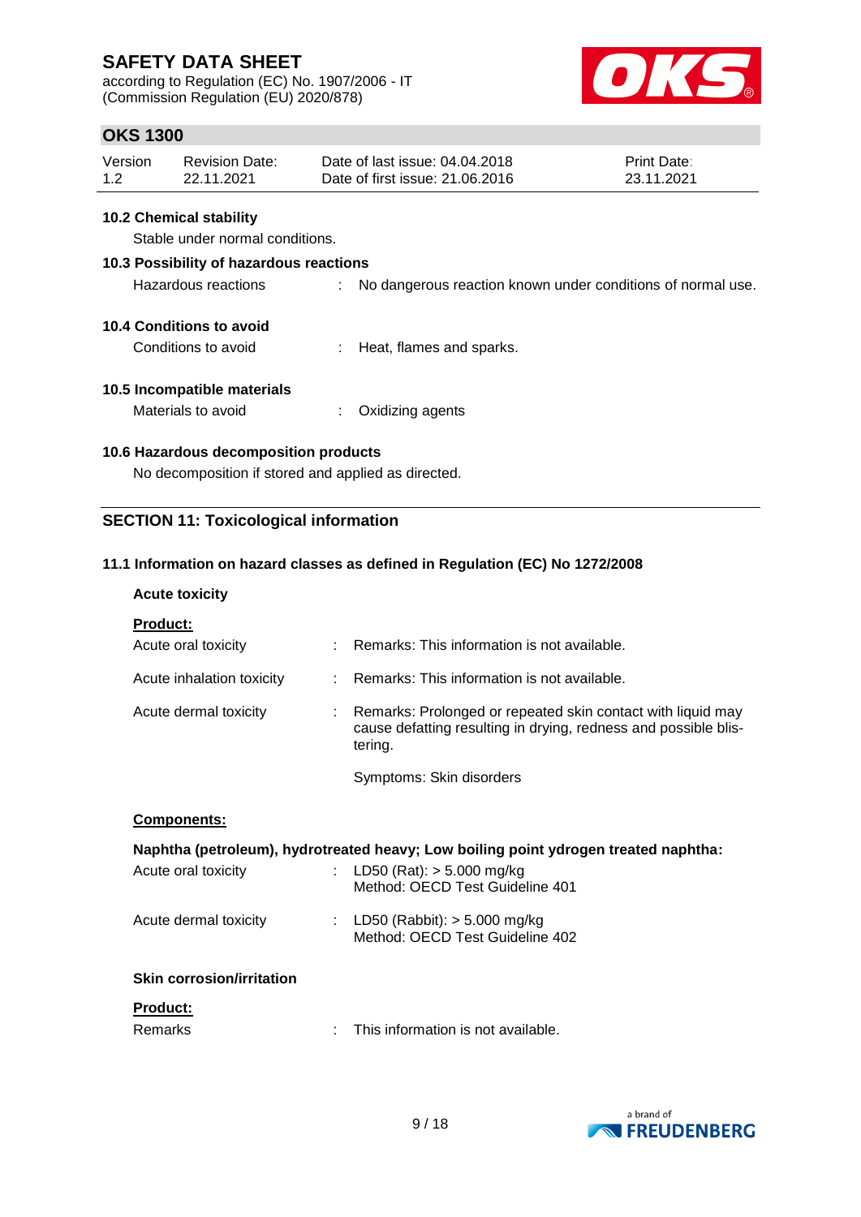### 10.2 Chemical stability

Stable under normal conditions.

### 10.3 Possibility of hazardous reactions

Hazardous reactions : No dangerous reaction known under conditions of normal use.

### 10.4 Conditions to avoid

Conditions to avoid : Heat, flames and sparks.

### 10.5 Incompatible materials

Materials to avoid : Oxidizing agents

### 10.6 Hazardous decomposition products

No decomposition if stored and applied as directed.

## SECTION 11: Toxicological information

### 11.1 Information on hazard classes as defined in Regulation (EC) No 1272/2008

**Acute toxicity**

**Product:**

Acute oral toxicity : Remarks: This information is not available.

Acute inhalation toxicity : Remarks: This information is not available.

Acute dermal toxicity : Remarks: Prolonged or repeated skin contact with liquid may cause defatting resulting in drying, redness and possible blistering.

Symptoms: Skin disorders

**Components:**

**Naphtha (petroleum), hydrotreated heavy; Low boiling point ydrogen treated naphtha:**

Acute oral toxicity : LD50 (Rat): > 5.000 mg/kg
Method: OECD Test Guideline 401

Acute dermal toxicity : LD50 (Rabbit): > 5.000 mg/kg
Method: OECD Test Guideline 402

**Skin corrosion/irritation**

**Product:**

Remarks : This information is not available.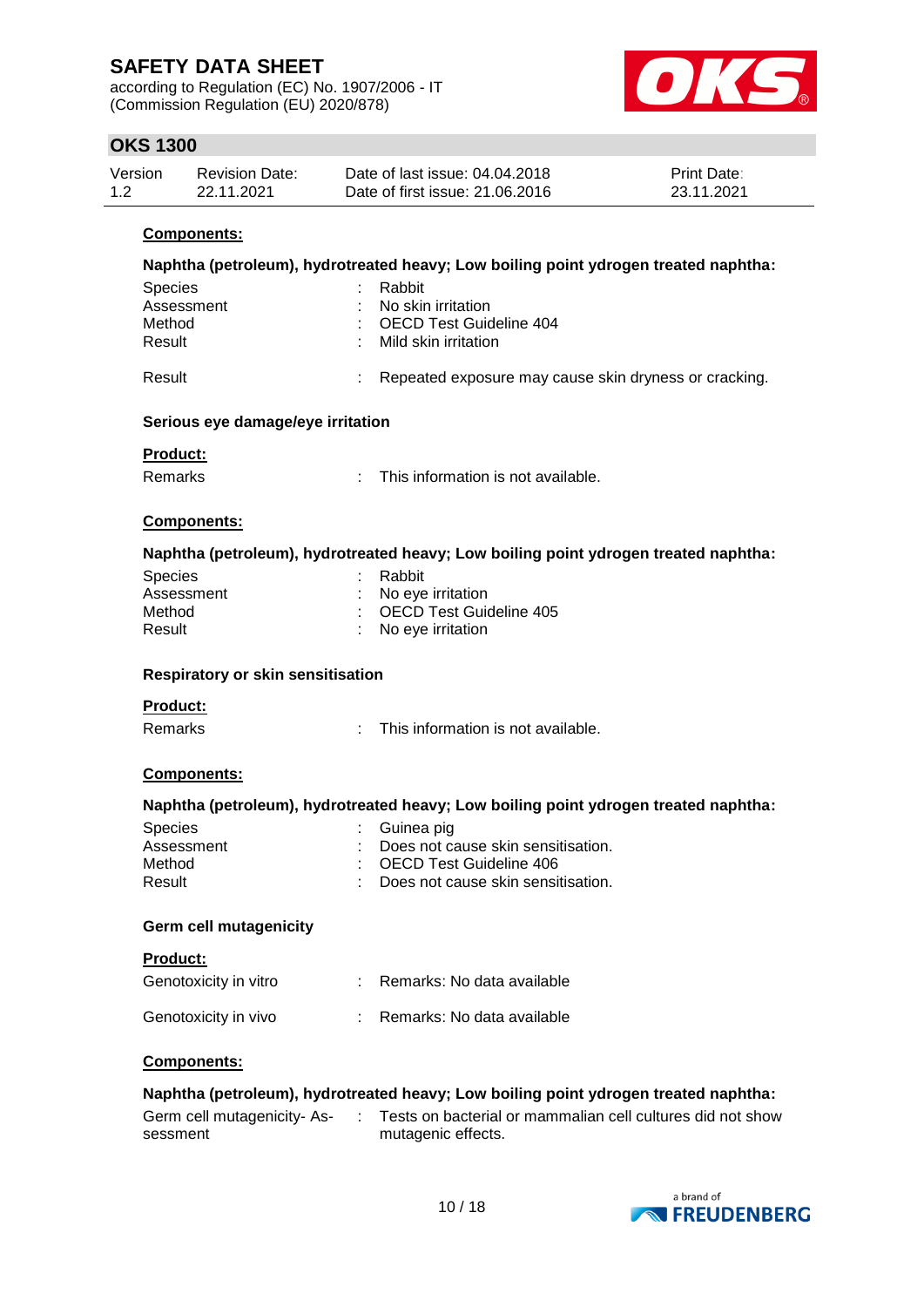**Components:**

**Naphtha (petroleum), hydrotreated heavy; Low boiling point ydrogen treated naphtha:**

| | | |
|---|---|---|
| Species | : | Rabbit |
| Assessment | : | No skin irritation |
| Method | : | OECD Test Guideline 404 |
| Result | : | Mild skin irritation |
| Result | : | Repeated exposure may cause skin dryness or cracking. |

### Serious eye damage/eye irritation

**Product:**

| | | |
|---|---|---|
| Remarks | : | This information is not available. |

**Components:**

**Naphtha (petroleum), hydrotreated heavy; Low boiling point ydrogen treated naphtha:**

| | | |
|---|---|---|
| Species | : | Rabbit |
| Assessment | : | No eye irritation |
| Method | : | OECD Test Guideline 405 |
| Result | : | No eye irritation |

### Respiratory or skin sensitisation

**Product:**

| | | |
|---|---|---|
| Remarks | : | This information is not available. |

**Components:**

**Naphtha (petroleum), hydrotreated heavy; Low boiling point ydrogen treated naphtha:**

| | | |
|---|---|---|
| Species | : | Guinea pig |
| Assessment | : | Does not cause skin sensitisation. |
| Method | : | OECD Test Guideline 406 |
| Result | : | Does not cause skin sensitisation. |

### Germ cell mutagenicity

**Product:**

| | | |
|---|---|---|
| Genotoxicity in vitro | : | Remarks: No data available |
| Genotoxicity in vivo | : | Remarks: No data available |

**Components:**

**Naphtha (petroleum), hydrotreated heavy; Low boiling point ydrogen treated naphtha:**

| | | |
|---|---|---|
| Germ cell mutagenicity- Assessment | : | Tests on bacterial or mammalian cell cultures did not show mutagenic effects. |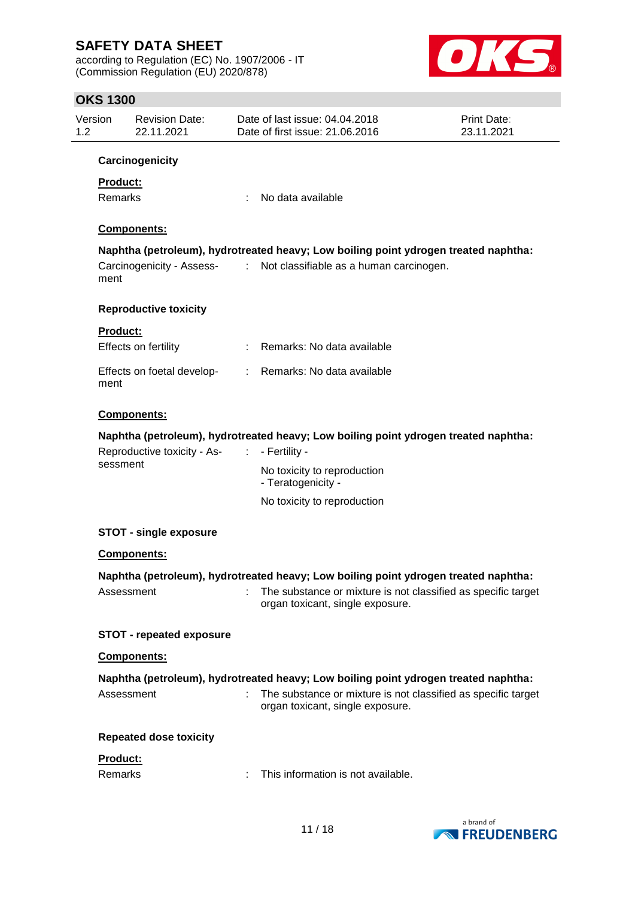**Carcinogenicity**

**Product:**

Remarks : No data available

**Components:**

**Naphtha (petroleum), hydrotreated heavy; Low boiling point ydrogen treated naphtha:**

Carcinogenicity - Assessment : Not classifiable as a human carcinogen.

**Reproductive toxicity**

**Product:**

Effects on fertility : Remarks: No data available

Effects on foetal development : Remarks: No data available

**Components:**

**Naphtha (petroleum), hydrotreated heavy; Low boiling point ydrogen treated naphtha:**

Reproductive toxicity - Assessment : - Fertility -

No toxicity to reproduction
- Teratogenicity -

No toxicity to reproduction

**STOT - single exposure**

**Components:**

**Naphtha (petroleum), hydrotreated heavy; Low boiling point ydrogen treated naphtha:**

Assessment : The substance or mixture is not classified as specific target organ toxicant, single exposure.

**STOT - repeated exposure**

**Components:**

**Naphtha (petroleum), hydrotreated heavy; Low boiling point ydrogen treated naphtha:**

Assessment : The substance or mixture is not classified as specific target organ toxicant, single exposure.

**Repeated dose toxicity**

**Product:**

Remarks : This information is not available.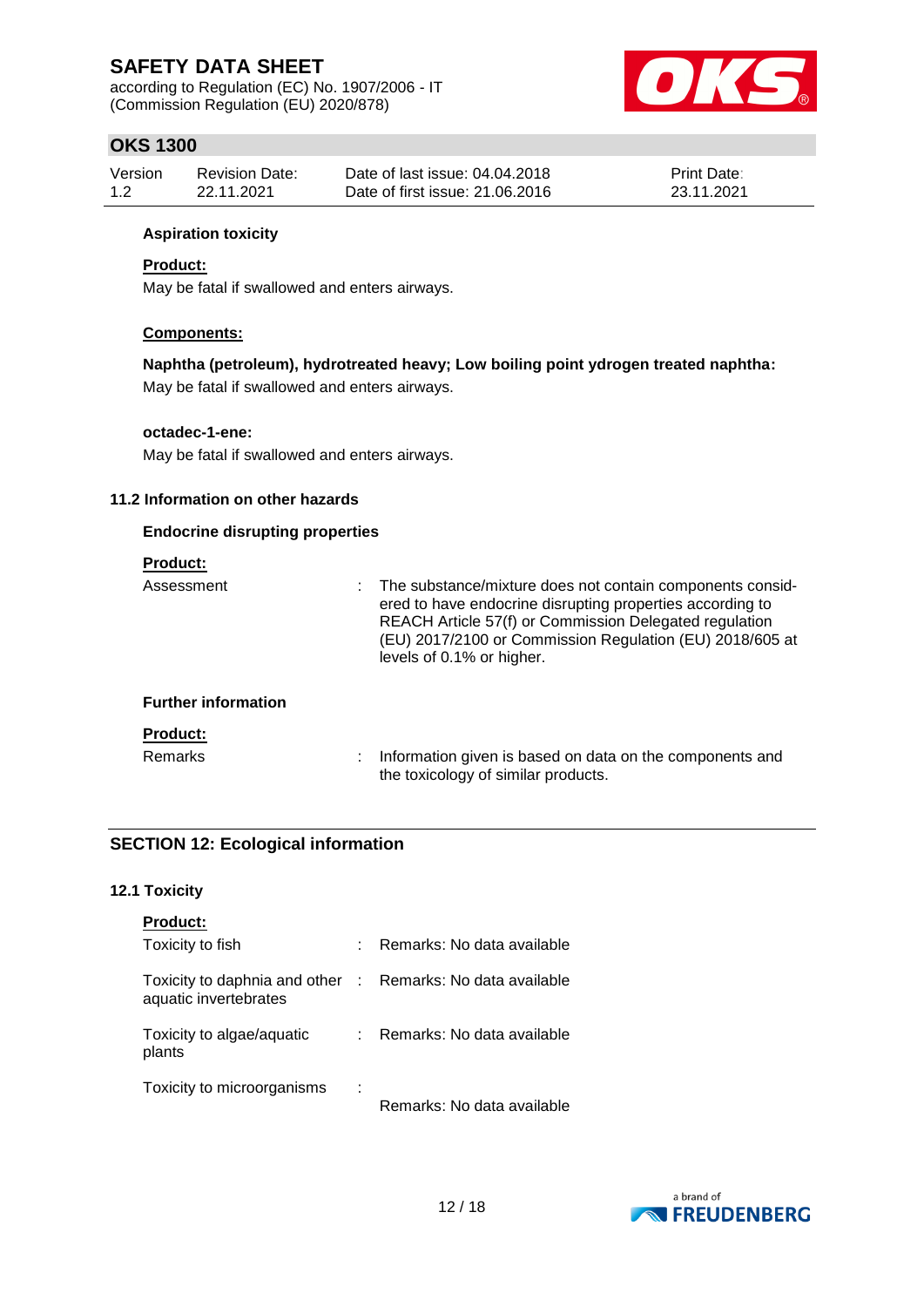**Aspiration toxicity**

**Product:**

May be fatal if swallowed and enters airways.

**Components:**

**Naphtha (petroleum), hydrotreated heavy; Low boiling point ydrogen treated naphtha:**

May be fatal if swallowed and enters airways.

**octadec-1-ene:**

May be fatal if swallowed and enters airways.

### 11.2 Information on other hazards

**Endocrine disrupting properties**

**Product:**

Assessment : The substance/mixture does not contain components considered to have endocrine disrupting properties according to REACH Article 57(f) or Commission Delegated regulation (EU) 2017/2100 or Commission Regulation (EU) 2018/605 at levels of 0.1% or higher.

**Further information**

**Product:**

Remarks : Information given is based on data on the components and the toxicology of similar products.

## SECTION 12: Ecological information

### 12.1 Toxicity

**Product:**

Toxicity to fish : Remarks: No data available

Toxicity to daphnia and other aquatic invertebrates : Remarks: No data available

Toxicity to algae/aquatic plants : Remarks: No data available

Toxicity to microorganisms : Remarks: No data available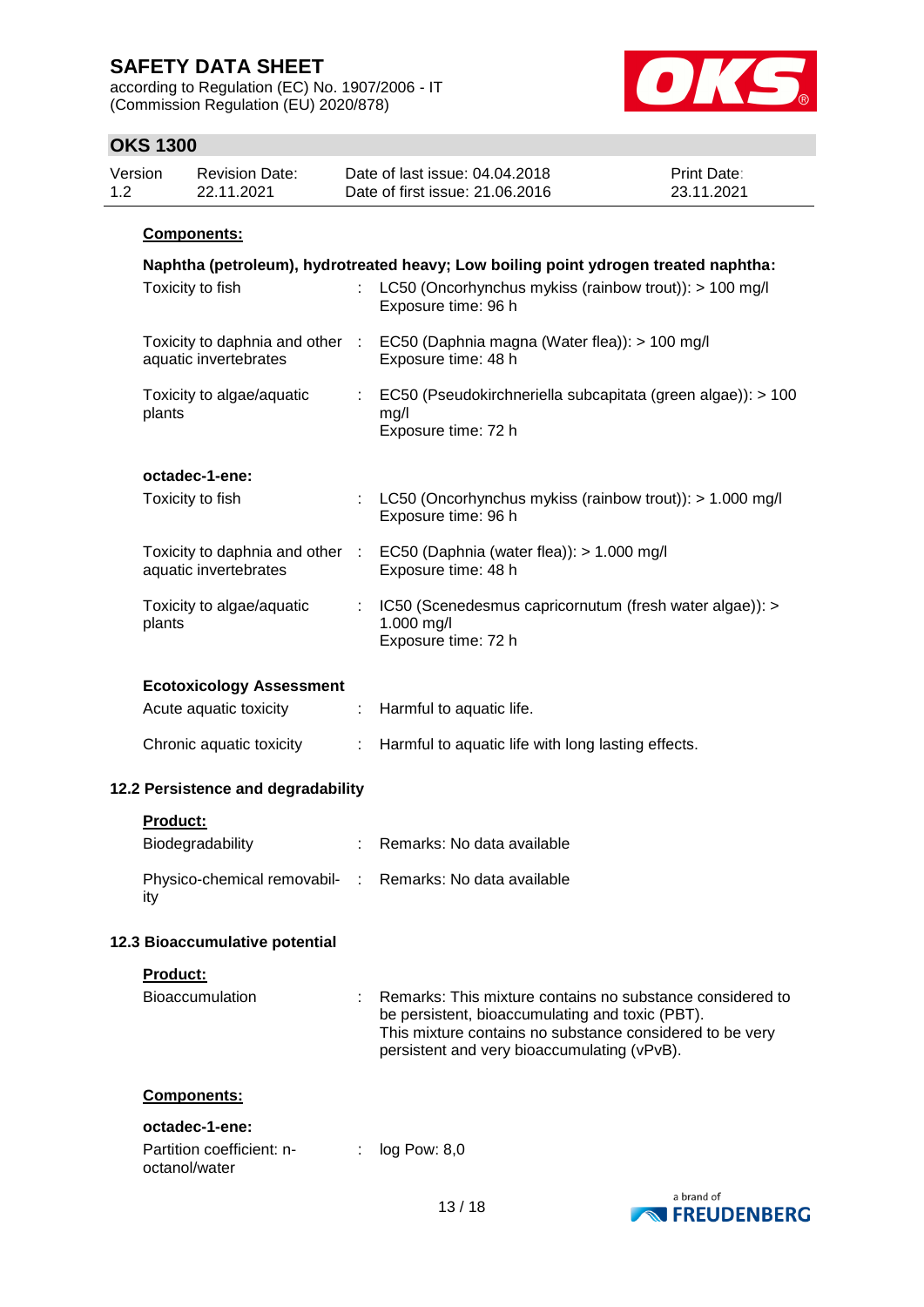**Components:**

**Naphtha (petroleum), hydrotreated heavy; Low boiling point ydrogen treated naphtha:**

| | | |
|---|---|---|
| Toxicity to fish | : | LC50 (Oncorhynchus mykiss (rainbow trout)): > 100 mg/l<br>Exposure time: 96 h |
| Toxicity to daphnia and other aquatic invertebrates | : | EC50 (Daphnia magna (Water flea)): > 100 mg/l<br>Exposure time: 48 h |
| Toxicity to algae/aquatic plants | : | EC50 (Pseudokirchneriella subcapitata (green algae)): > 100 mg/l<br>Exposure time: 72 h |

**octadec-1-ene:**

| | | |
|---|---|---|
| Toxicity to fish | : | LC50 (Oncorhynchus mykiss (rainbow trout)): > 1.000 mg/l<br>Exposure time: 96 h |
| Toxicity to daphnia and other aquatic invertebrates | : | EC50 (Daphnia (water flea)): > 1.000 mg/l<br>Exposure time: 48 h |
| Toxicity to algae/aquatic plants | : | IC50 (Scenedesmus capricornutum (fresh water algae)): > 1.000 mg/l<br>Exposure time: 72 h |

**Ecotoxicology Assessment**

| | | |
|---|---|---|
| Acute aquatic toxicity | : | Harmful to aquatic life. |
| Chronic aquatic toxicity | : | Harmful to aquatic life with long lasting effects. |

### 12.2 Persistence and degradability

**Product:**

| | | |
|---|---|---|
| Biodegradability | : | Remarks: No data available |
| Physico-chemical removability | : | Remarks: No data available |

### 12.3 Bioaccumulative potential

**Product:**

| | | |
|---|---|---|
| Bioaccumulation | : | Remarks: This mixture contains no substance considered to be persistent, bioaccumulating and toxic (PBT).<br>This mixture contains no substance considered to be very persistent and very bioaccumulating (vPvB). |

**Components:**

**octadec-1-ene:**

| | | |
|---|---|---|
| Partition coefficient: n-octanol/water | : | log Pow: 8,0 |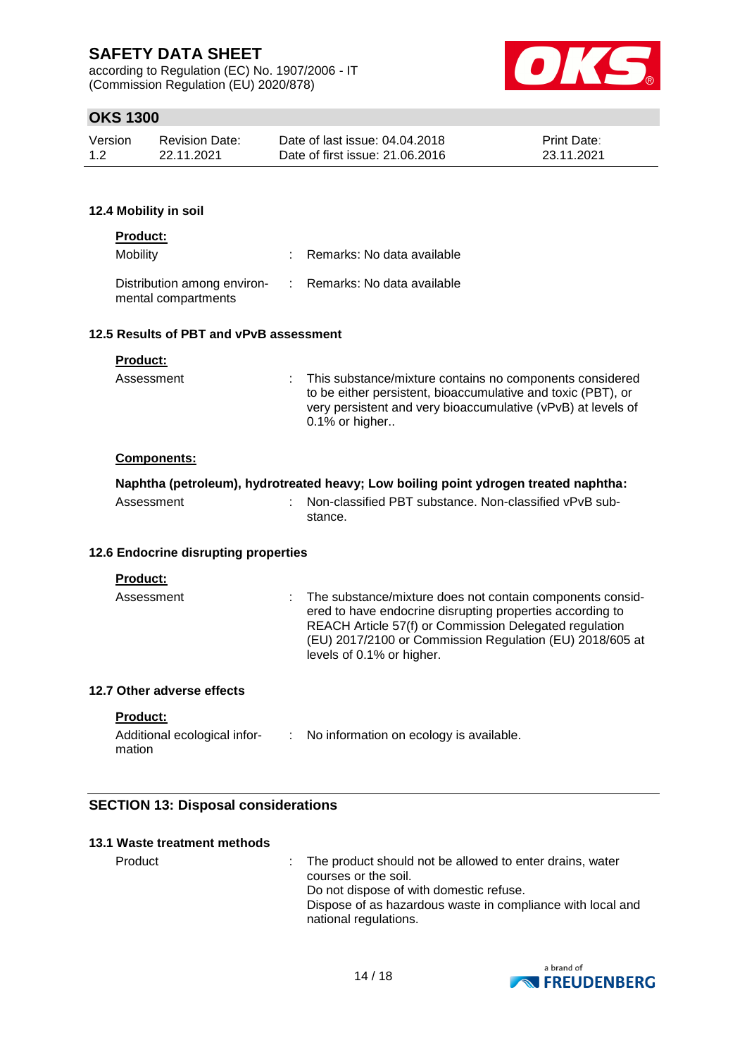### 12.4 Mobility in soil

**Product:**

| | | |
|---|---|---|
| Mobility | : | Remarks: No data available |
| Distribution among environmental compartments | : | Remarks: No data available |

### 12.5 Results of PBT and vPvB assessment

**Product:**

| | | |
|---|---|---|
| Assessment | : | This substance/mixture contains no components considered to be either persistent, bioaccumulative and toxic (PBT), or very persistent and very bioaccumulative (vPvB) at levels of 0.1% or higher.. |

**Components:**

**Naphtha (petroleum), hydrotreated heavy; Low boiling point ydrogen treated naphtha:**

| | | |
|---|---|---|
| Assessment | : | Non-classified PBT substance. Non-classified vPvB substance. |

### 12.6 Endocrine disrupting properties

**Product:**

| | | |
|---|---|---|
| Assessment | : | The substance/mixture does not contain components considered to have endocrine disrupting properties according to REACH Article 57(f) or Commission Delegated regulation (EU) 2017/2100 or Commission Regulation (EU) 2018/605 at levels of 0.1% or higher. |

### 12.7 Other adverse effects

**Product:**

| | | |
|---|---|---|
| Additional ecological information | : | No information on ecology is available. |

## SECTION 13: Disposal considerations

### 13.1 Waste treatment methods

| | | |
|---|---|---|
| Product | : | The product should not be allowed to enter drains, water courses or the soil.<br>Do not dispose of with domestic refuse.<br>Dispose of as hazardous waste in compliance with local and national regulations. |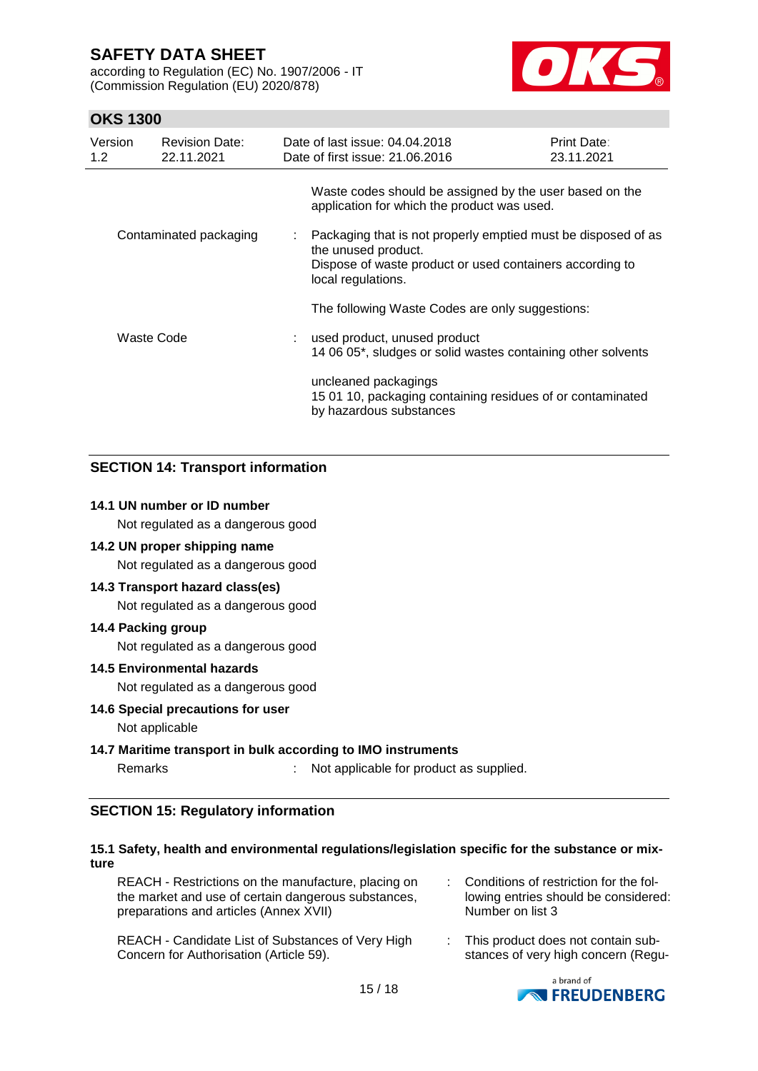Waste codes should be assigned by the user based on the application for which the product was used.

Contaminated packaging : Packaging that is not properly emptied must be disposed of as the unused product.
Dispose of waste product or used containers according to local regulations.

The following Waste Codes are only suggestions:

Waste Code : used product, unused product
14 06 05*, sludges or solid wastes containing other solvents

uncleaned packagings
15 01 10, packaging containing residues of or contaminated by hazardous substances

## SECTION 14: Transport information

**14.1 UN number or ID number**

Not regulated as a dangerous good

**14.2 UN proper shipping name**

Not regulated as a dangerous good

**14.3 Transport hazard class(es)**

Not regulated as a dangerous good

**14.4 Packing group**

Not regulated as a dangerous good

**14.5 Environmental hazards**

Not regulated as a dangerous good

**14.6 Special precautions for user**

Not applicable

**14.7 Maritime transport in bulk according to IMO instruments**

Remarks : Not applicable for product as supplied.

## SECTION 15: Regulatory information

**15.1 Safety, health and environmental regulations/legislation specific for the substance or mixture**

REACH - Restrictions on the manufacture, placing on the market and use of certain dangerous substances, preparations and articles (Annex XVII) : Conditions of restriction for the following entries should be considered: Number on list 3

REACH - Candidate List of Substances of Very High Concern for Authorisation (Article 59). : This product does not contain substances of very high concern (Regu-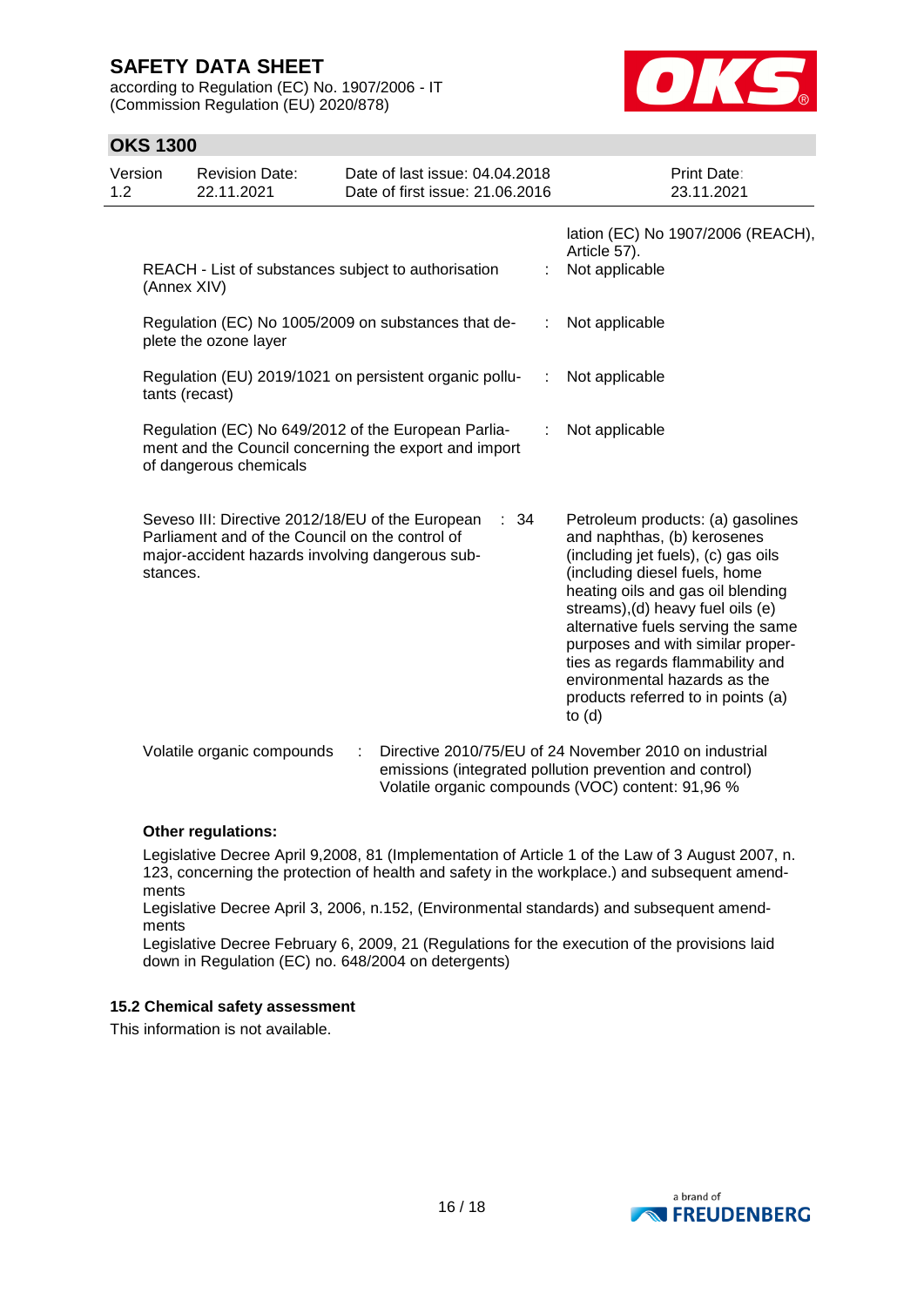lation (EC) No 1907/2006 (REACH), Article 57).

| | | |
|---|---|---|
| REACH - List of substances subject to authorisation (Annex XIV) | : | Not applicable |
| Regulation (EC) No 1005/2009 on substances that deplete the ozone layer | : | Not applicable |
| Regulation (EU) 2019/1021 on persistent organic pollutants (recast) | : | Not applicable |
| Regulation (EC) No 649/2012 of the European Parliament and the Council concerning the export and import of dangerous chemicals | : | Not applicable |
| Seveso III: Directive 2012/18/EU of the European Parliament and of the Council on the control of major-accident hazards involving dangerous substances. | : 34 | Petroleum products: (a) gasolines and naphthas, (b) kerosenes (including jet fuels), (c) gas oils (including diesel fuels, home heating oils and gas oil blending streams),(d) heavy fuel oils (e) alternative fuels serving the same purposes and with similar properties as regards flammability and environmental hazards as the products referred to in points (a) to (d) |

Volatile organic compounds : Directive 2010/75/EU of 24 November 2010 on industrial emissions (integrated pollution prevention and control)
Volatile organic compounds (VOC) content: 91,96 %

**Other regulations:**

Legislative Decree April 9,2008, 81 (Implementation of Article 1 of the Law of 3 August 2007, n. 123, concerning the protection of health and safety in the workplace.) and subsequent amendments
Legislative Decree April 3, 2006, n.152, (Environmental standards) and subsequent amendments
Legislative Decree February 6, 2009, 21 (Regulations for the execution of the provisions laid down in Regulation (EC) no. 648/2004 on detergents)

### 15.2 Chemical safety assessment

This information is not available.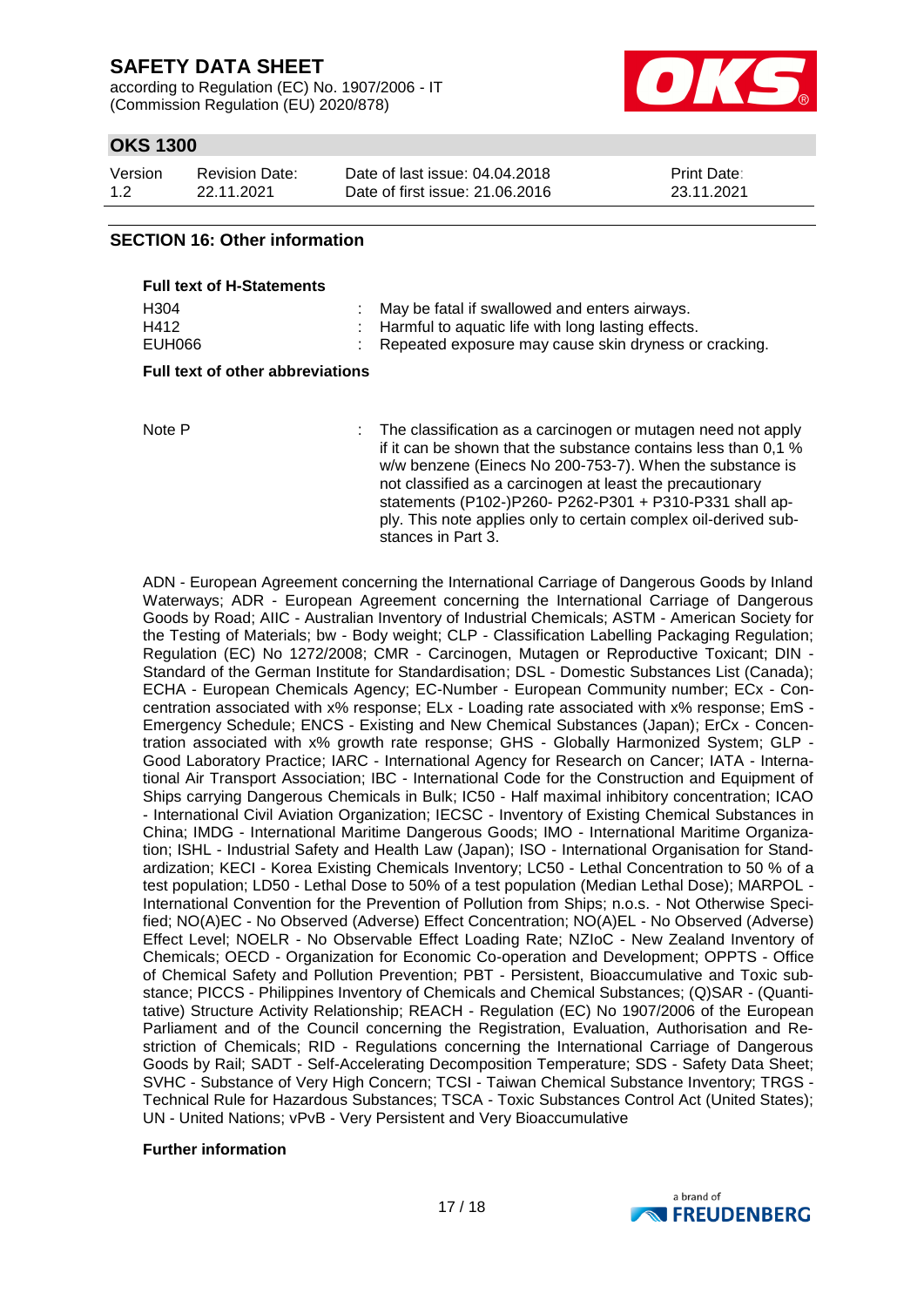## SECTION 16: Other information

**Full text of H-Statements**

| | |
|---|---|
| H304 | : May be fatal if swallowed and enters airways. |
| H412 | : Harmful to aquatic life with long lasting effects. |
| EUH066 | : Repeated exposure may cause skin dryness or cracking. |

**Full text of other abbreviations**

| | |
|---|---|
| Note P | : The classification as a carcinogen or mutagen need not apply if it can be shown that the substance contains less than 0,1 % w/w benzene (Einecs No 200-753-7). When the substance is not classified as a carcinogen at least the precautionary statements (P102-)P260- P262-P301 + P310-P331 shall apply. This note applies only to certain complex oil-derived substances in Part 3. |

ADN - European Agreement concerning the International Carriage of Dangerous Goods by Inland Waterways; ADR - European Agreement concerning the International Carriage of Dangerous Goods by Road; AIIC - Australian Inventory of Industrial Chemicals; ASTM - American Society for the Testing of Materials; bw - Body weight; CLP - Classification Labelling Packaging Regulation; Regulation (EC) No 1272/2008; CMR - Carcinogen, Mutagen or Reproductive Toxicant; DIN - Standard of the German Institute for Standardisation; DSL - Domestic Substances List (Canada); ECHA - European Chemicals Agency; EC-Number - European Community number; ECx - Concentration associated with x% response; ELx - Loading rate associated with x% response; EmS - Emergency Schedule; ENCS - Existing and New Chemical Substances (Japan); ErCx - Concentration associated with x% growth rate response; GHS - Globally Harmonized System; GLP - Good Laboratory Practice; IARC - International Agency for Research on Cancer; IATA - International Air Transport Association; IBC - International Code for the Construction and Equipment of Ships carrying Dangerous Chemicals in Bulk; IC50 - Half maximal inhibitory concentration; ICAO - International Civil Aviation Organization; IECSC - Inventory of Existing Chemical Substances in China; IMDG - International Maritime Dangerous Goods; IMO - International Maritime Organization; ISHL - Industrial Safety and Health Law (Japan); ISO - International Organisation for Standardization; KECI - Korea Existing Chemicals Inventory; LC50 - Lethal Concentration to 50 % of a test population; LD50 - Lethal Dose to 50% of a test population (Median Lethal Dose); MARPOL - International Convention for the Prevention of Pollution from Ships; n.o.s. - Not Otherwise Specified; NO(A)EC - No Observed (Adverse) Effect Concentration; NO(A)EL - No Observed (Adverse) Effect Level; NOELR - No Observable Effect Loading Rate; NZIoC - New Zealand Inventory of Chemicals; OECD - Organization for Economic Co-operation and Development; OPPTS - Office of Chemical Safety and Pollution Prevention; PBT - Persistent, Bioaccumulative and Toxic substance; PICCS - Philippines Inventory of Chemicals and Chemical Substances; (Q)SAR - (Quantitative) Structure Activity Relationship; REACH - Regulation (EC) No 1907/2006 of the European Parliament and of the Council concerning the Registration, Evaluation, Authorisation and Restriction of Chemicals; RID - Regulations concerning the International Carriage of Dangerous Goods by Rail; SADT - Self-Accelerating Decomposition Temperature; SDS - Safety Data Sheet; SVHC - Substance of Very High Concern; TCSI - Taiwan Chemical Substance Inventory; TRGS - Technical Rule for Hazardous Substances; TSCA - Toxic Substances Control Act (United States); UN - United Nations; vPvB - Very Persistent and Very Bioaccumulative

**Further information**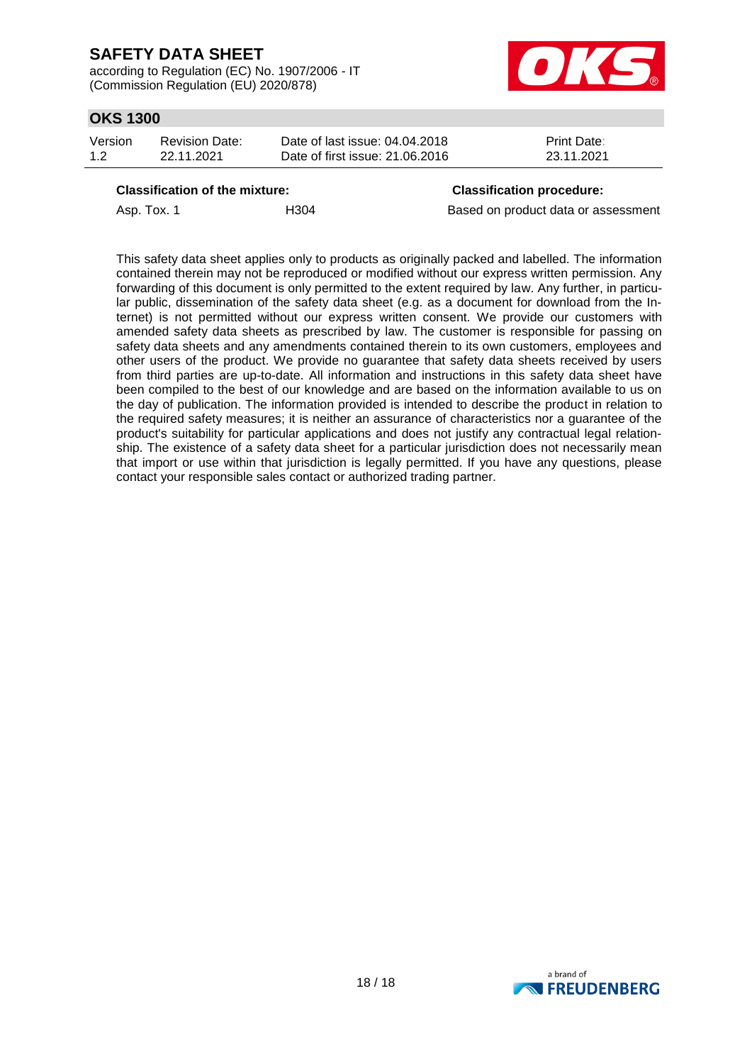**Classification of the mixture:**

| Classification of the mixture: | | Classification procedure: |
|---|---|---|
| Asp. Tox. 1 | H304 | Based on product data or assessment |

This safety data sheet applies only to products as originally packed and labelled. The information contained therein may not be reproduced or modified without our express written permission. Any forwarding of this document is only permitted to the extent required by law. Any further, in particular public, dissemination of the safety data sheet (e.g. as a document for download from the Internet) is not permitted without our express written consent. We provide our customers with amended safety data sheets as prescribed by law. The customer is responsible for passing on safety data sheets and any amendments contained therein to its own customers, employees and other users of the product. We provide no guarantee that safety data sheets received by users from third parties are up-to-date. All information and instructions in this safety data sheet have been compiled to the best of our knowledge and are based on the information available to us on the day of publication. The information provided is intended to describe the product in relation to the required safety measures; it is neither an assurance of characteristics nor a guarantee of the product's suitability for particular applications and does not justify any contractual legal relationship. The existence of a safety data sheet for a particular jurisdiction does not necessarily mean that import or use within that jurisdiction is legally permitted. If you have any questions, please contact your responsible sales contact or authorized trading partner.